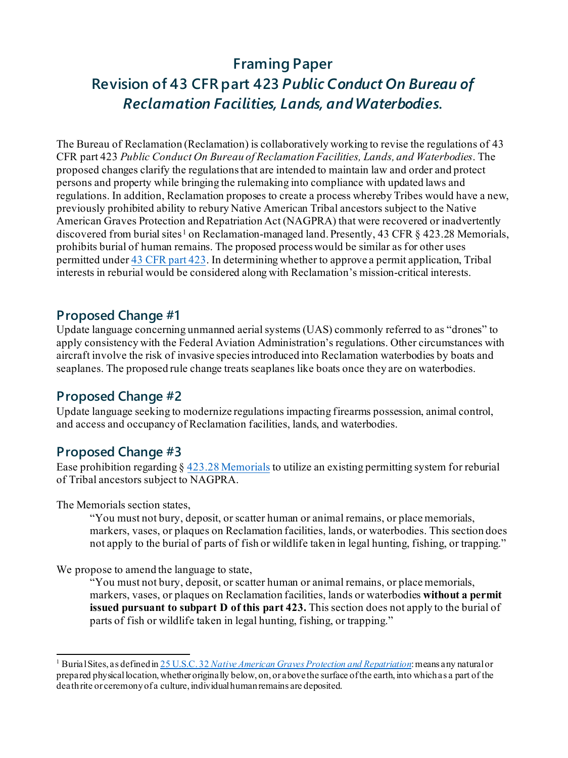# Framing Paper

# Revision of 43 CFR part 423 *Public Conduct On Bureau of Reclamation Facilities, Lands, and Waterbodies.*

The Bureau of Reclamation (Reclamation) is collaboratively working to revise the regulations of 43 CFR part 423 *Public Conduct On Bureau of Reclamation Facilities, Lands, and Waterbodies*. The proposed changes clarify the regulations that are intended to maintain law and order and protect persons and property while bringing the rulemaking into compliance with updated laws and regulations. In addition, Reclamation proposes to create a process whereby Tribes would have a new, previously prohibited ability to rebury Native American Tribal ancestors subject to the Native American Graves Protection and Repatriation Act (NAGPRA) that were recovered or inadvertently discovered from burial sites[1] on Reclamation-managed land. Presently, 43 CFR § 423.28 Memorials, prohibits burial of human remains. The proposed process would be similar as for other uses permitted under [43 CFR part 423](). In determining whether to approve a permit application, Tribal interests in reburial would be considered along with Reclamation's mission-critical interests.

## Proposed Change #1

Update language concerning unmanned aerial systems (UAS) commonly referred to as "drones" to apply consistency with the Federal Aviation Administration's regulations. Other circumstances with aircraft involve the risk of invasive species introduced into Reclamation waterbodies by boats and seaplanes. The proposed rule change treats seaplanes like boats once they are on waterbodies.

## Proposed Change #2

Update language seeking to modernize regulations impacting firearms possession, animal control, and access and occupancy of Reclamation facilities, lands, and waterbodies.

## Proposed Change #3

Ease prohibition regarding § [423.28 Memorials]() to utilize an existing permitting system for reburial of Tribal ancestors subject to NAGPRA.

The Memorials section states,

> "You must not bury, deposit, or scatter human or animal remains, or place memorials, markers, vases, or plaques on Reclamation facilities, lands, or waterbodies. This section does not apply to the burial of parts of fish or wildlife taken in legal hunting, fishing, or trapping."

We propose to amend the language to state,

> "You must not bury, deposit, or scatter human or animal remains, or place memorials, markers, vases, or plaques on Reclamation facilities, lands or waterbodies **without a permit issued pursuant to subpart D of this part 423.** This section does not apply to the burial of parts of fish or wildlife taken in legal hunting, fishing, or trapping."

---

[1] Burial Sites, as defined in [25 U.S.C. 32 *Native American Graves Protection and Repatriation*](): means any natural or prepared physical location, whether originally below, on, or above the surface of the earth, into which as a part of the death rite or ceremony of a culture, individual human remains are deposited.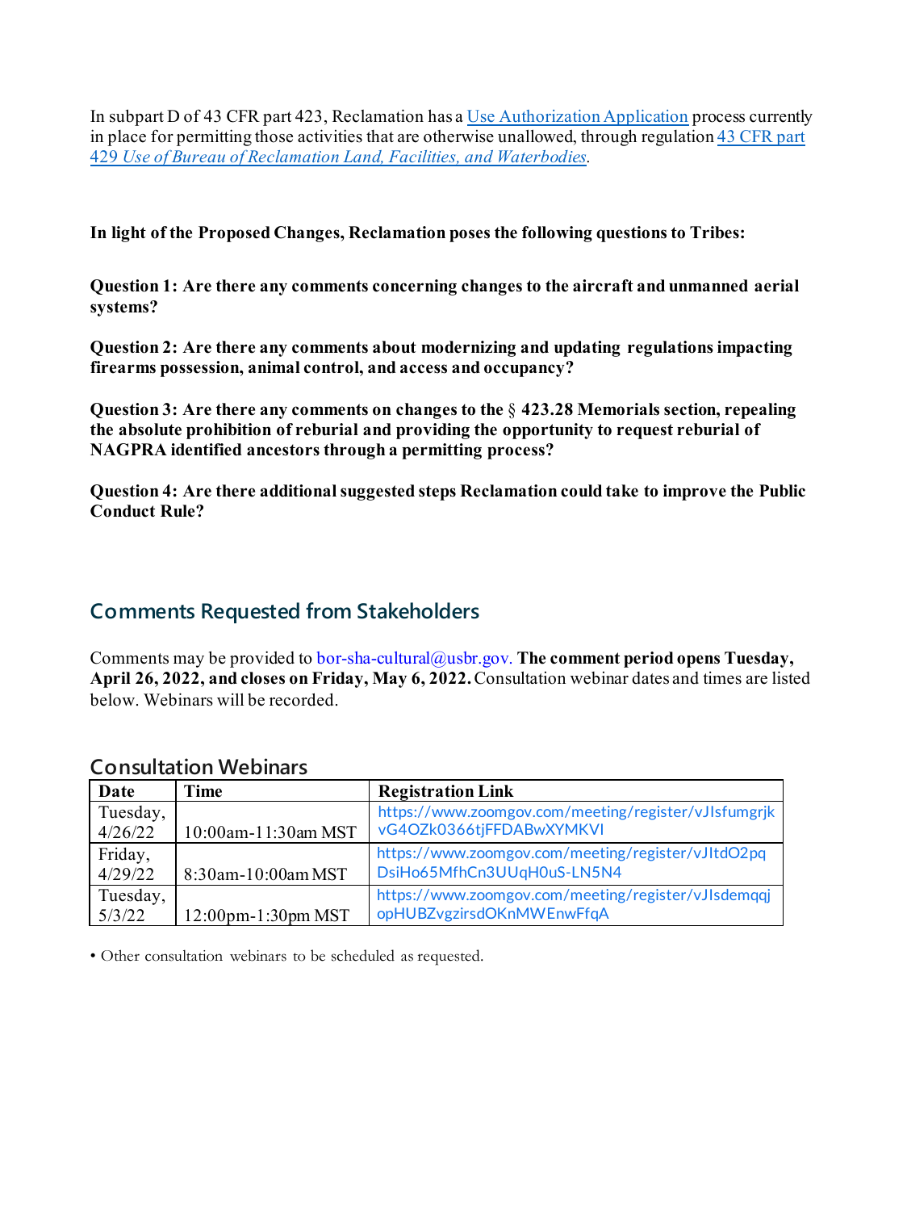In subpart D of 43 CFR part 423, Reclamation has a [Use Authorization Application](#) process currently in place for permitting those activities that are otherwise unallowed, through regulation [43 CFR part 429 *Use of Bureau of Reclamation Land, Facilities, and Waterbodies*](#).

**In light of the Proposed Changes, Reclamation poses the following questions to Tribes:**

**Question 1: Are there any comments concerning changes to the aircraft and unmanned aerial systems?**

**Question 2: Are there any comments about modernizing and updating regulations impacting firearms possession, animal control, and access and occupancy?**

**Question 3: Are there any comments on changes to the § 423.28 Memorials section, repealing the absolute prohibition of reburial and providing the opportunity to request reburial of NAGPRA identified ancestors through a permitting process?**

**Question 4: Are there additional suggested steps Reclamation could take to improve the Public Conduct Rule?**

## Comments Requested from Stakeholders

Comments may be provided to bor-sha-cultural@usbr.gov. **The comment period opens Tuesday, April 26, 2022, and closes on Friday, May 6, 2022.** Consultation webinar dates and times are listed below. Webinars will be recorded.

### Consultation Webinars

| Date | Time | Registration Link |
|---|---|---|
| Tuesday, 4/26/22 | 10:00am-11:30am MST | https://www.zoomgov.com/meeting/register/vJIsfumgrjkvG4OZk0366tjFFDABwXYMKVI |
| Friday, 4/29/22 | 8:30am-10:00am MST | https://www.zoomgov.com/meeting/register/vJItdO2pqDsiHo65MfhCn3UUqH0uS-LN5N4 |
| Tuesday, 5/3/22 | 12:00pm-1:30pm MST | https://www.zoomgov.com/meeting/register/vJIsdemqqjopHUBZvgzirsdOKnMWEnwFfqA |

• Other consultation webinars to be scheduled as requested.